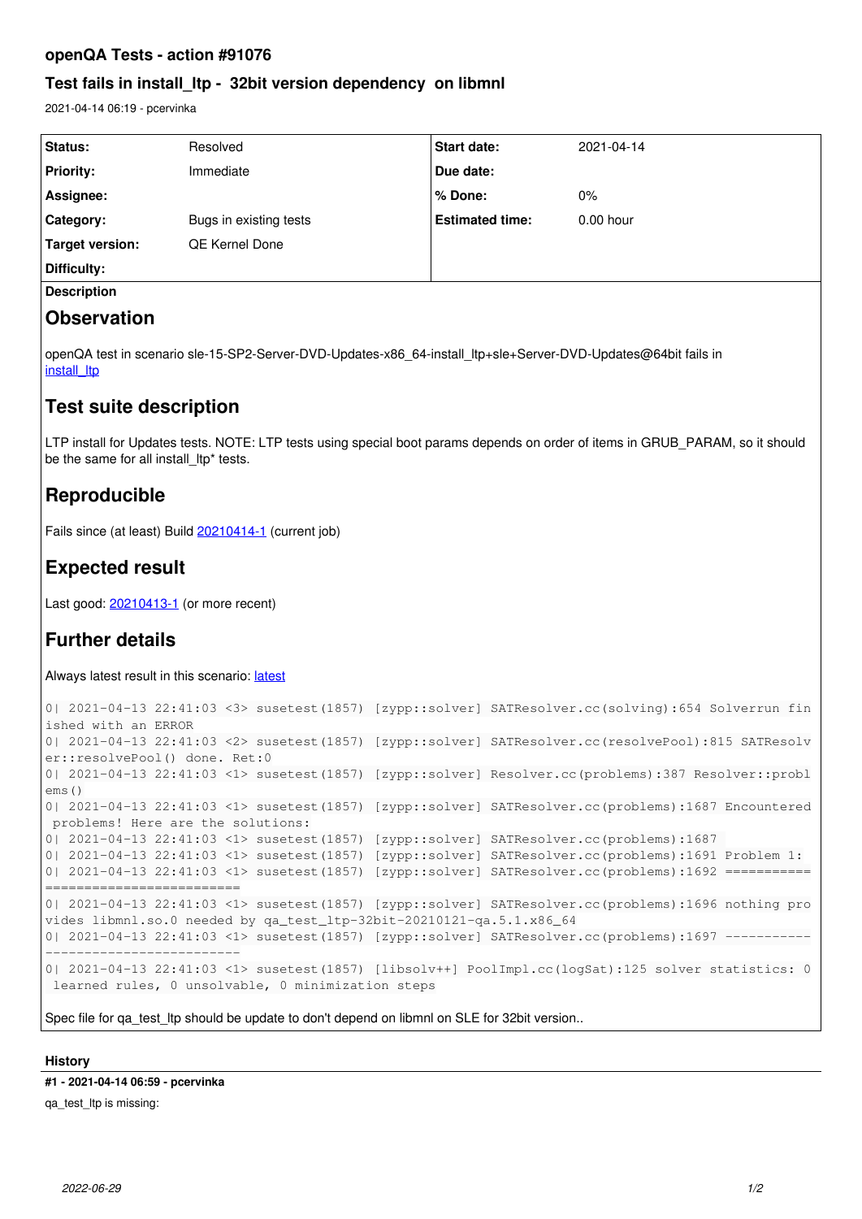## openQA Tests - action #91076

### Test fails in install_ltp - 32bit version dependency on libmnl

2021-04-14 06:19 - pcervinka

| Status: | Resolved | Start date: | 2021-04-14 |
|---|---|---|---|
| Priority: | Immediate | Due date: | |
| Assignee: | | % Done: | 0% |
| Category: | Bugs in existing tests | Estimated time: | 0.00 hour |
| Target version: | QE Kernel Done | | |
| Difficulty: | | | |

**Description**

# Observation

openQA test in scenario sle-15-SP2-Server-DVD-Updates-x86_64-install_ltp+sle+Server-DVD-Updates@64bit fails in install_ltp

# Test suite description

LTP install for Updates tests. NOTE: LTP tests using special boot params depends on order of items in GRUB_PARAM, so it should be the same for all install_ltp* tests.

# Reproducible

Fails since (at least) Build 20210414-1 (current job)

# Expected result

Last good: 20210413-1 (or more recent)

# Further details

Always latest result in this scenario: latest

```
0| 2021-04-13 22:41:03 <3> susetest(1857) [zypp::solver] SATResolver.cc(solving):654 Solverrun finished with an ERROR
0| 2021-04-13 22:41:03 <2> susetest(1857) [zypp::solver] SATResolver.cc(resolvePool):815 SATResolver::resolvePool() done. Ret:0
0| 2021-04-13 22:41:03 <1> susetest(1857) [zypp::solver] Resolver.cc(problems):387 Resolver::problems()
0| 2021-04-13 22:41:03 <1> susetest(1857) [zypp::solver] SATResolver.cc(problems):1687 Encountered problems! Here are the solutions:
0| 2021-04-13 22:41:03 <1> susetest(1857) [zypp::solver] SATResolver.cc(problems):1687
0| 2021-04-13 22:41:03 <1> susetest(1857) [zypp::solver] SATResolver.cc(problems):1691 Problem 1:
0| 2021-04-13 22:41:03 <1> susetest(1857) [zypp::solver] SATResolver.cc(problems):1692 ====================================
0| 2021-04-13 22:41:03 <1> susetest(1857) [zypp::solver] SATResolver.cc(problems):1696 nothing provides libmnl.so.0 needed by qa_test_ltp-32bit-20210121-qa.5.1.x86_64
0| 2021-04-13 22:41:03 <1> susetest(1857) [zypp::solver] SATResolver.cc(problems):1697 ------------------------------------
0| 2021-04-13 22:41:03 <1> susetest(1857) [libsolv++] PoolImpl.cc(logSat):125 solver statistics: 0 learned rules, 0 unsolvable, 0 minimization steps
```

Spec file for qa_test_ltp should be update to don't depend on libmnl on SLE for 32bit version..

**History**

**#1 - 2021-04-14 06:59 - pcervinka**

qa_test_ltp is missing: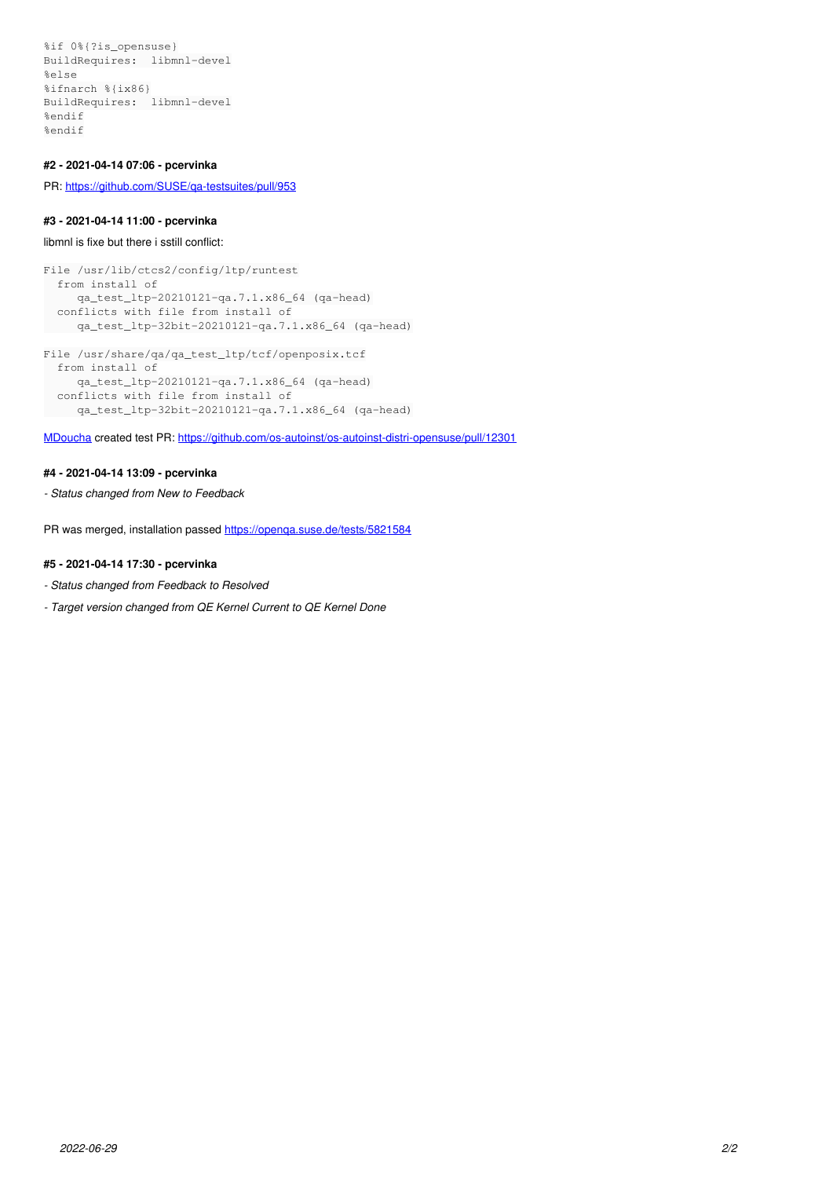```
%if 0%{?is_opensuse}
BuildRequires:  libmnl-devel
%else
%ifnarch %{ix86}
BuildRequires:  libmnl-devel
%endif
%endif
```

#### #2 - 2021-04-14 07:06 - pcervinka

PR: https://github.com/SUSE/qa-testsuites/pull/953

#### #3 - 2021-04-14 11:00 - pcervinka

libmnl is fixe but there i sstill conflict:

```
File /usr/lib/ctcs2/config/ltp/runtest
  from install of
     qa_test_ltp-20210121-qa.7.1.x86_64 (qa-head)
  conflicts with file from install of
     qa_test_ltp-32bit-20210121-qa.7.1.x86_64 (qa-head)

File /usr/share/qa/qa_test_ltp/tcf/openposix.tcf
  from install of
     qa_test_ltp-20210121-qa.7.1.x86_64 (qa-head)
  conflicts with file from install of
     qa_test_ltp-32bit-20210121-qa.7.1.x86_64 (qa-head)
```

MDoucha created test PR: https://github.com/os-autoinst/os-autoinst-distri-opensuse/pull/12301

#### #4 - 2021-04-14 13:09 - pcervinka

*- Status changed from New to Feedback*

PR was merged, installation passed https://openqa.suse.de/tests/5821584

#### #5 - 2021-04-14 17:30 - pcervinka

*- Status changed from Feedback to Resolved*

*- Target version changed from QE Kernel Current to QE Kernel Done*